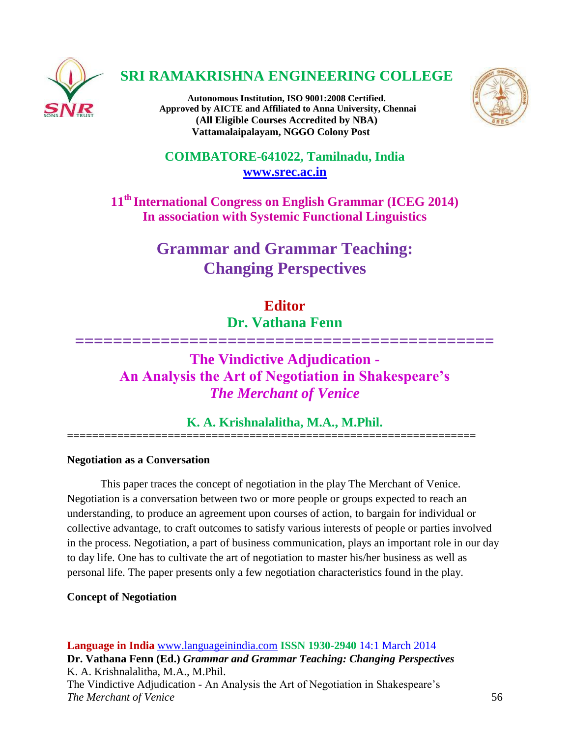# SRI RAMAKRISHNA ENGINEERING COLLEGE

**Autonomous Institution, ISO 9001:2008 Certified.**
**Approved by AICTE and Affiliated to Anna University, Chennai**
**(All Eligible Courses Accredited by NBA)**
**Vattamalaipalayam, NGGO Colony Post**

**COIMBATORE-641022, Tamilnadu, India**
**www.srec.ac.in**

**11th International Congress on English Grammar (ICEG 2014)**
**In association with Systemic Functional Linguistics**

## Grammar and Grammar Teaching: Changing Perspectives

**Editor**
**Dr. Vathana Fenn**

# The Vindictive Adjudication - An Analysis the Art of Negotiation in Shakespeare's *The Merchant of Venice*

**K. A. Krishnalalitha, M.A., M.Phil.**

### Negotiation as a Conversation

This paper traces the concept of negotiation in the play The Merchant of Venice. Negotiation is a conversation between two or more people or groups expected to reach an understanding, to produce an agreement upon courses of action, to bargain for individual or collective advantage, to craft outcomes to satisfy various interests of people or parties involved in the process. Negotiation, a part of business communication, plays an important role in our day to day life. One has to cultivate the art of negotiation to master his/her business as well as personal life. The paper presents only a few negotiation characteristics found in the play.

### Concept of Negotiation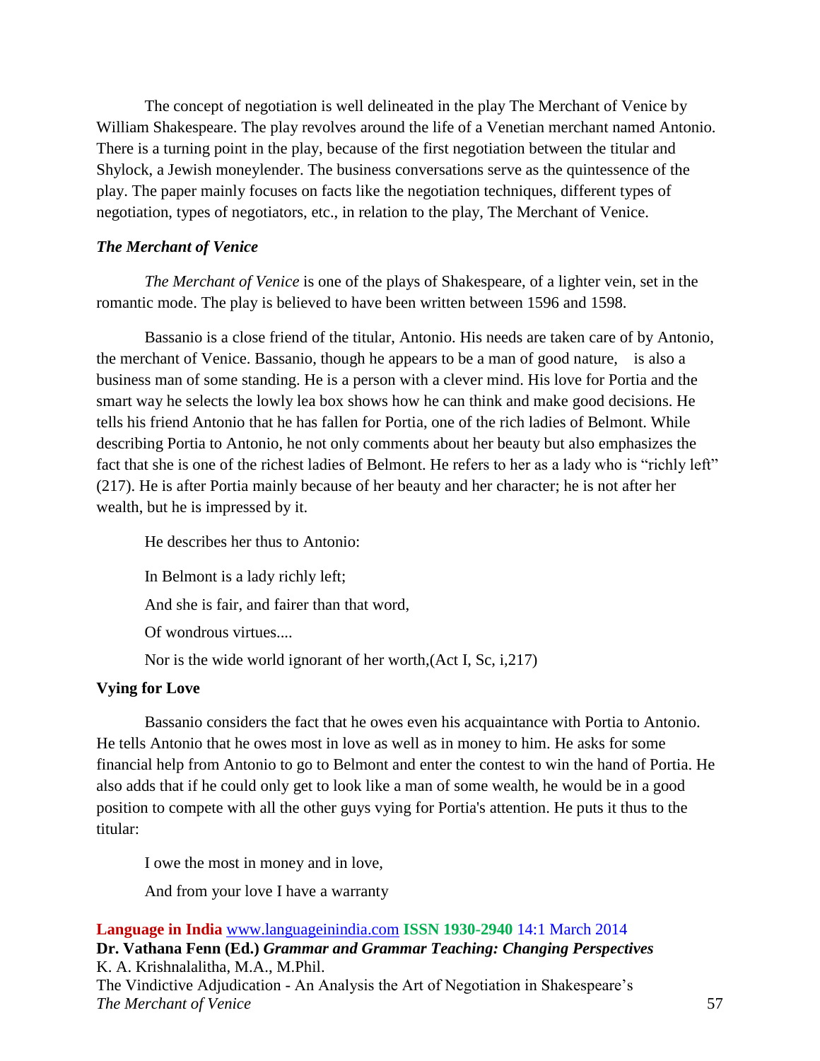The concept of negotiation is well delineated in the play The Merchant of Venice by William Shakespeare. The play revolves around the life of a Venetian merchant named Antonio. There is a turning point in the play, because of the first negotiation between the titular and Shylock, a Jewish moneylender. The business conversations serve as the quintessence of the play. The paper mainly focuses on facts like the negotiation techniques, different types of negotiation, types of negotiators, etc., in relation to the play, The Merchant of Venice.

### *The Merchant of Venice*

*The Merchant of Venice* is one of the plays of Shakespeare, of a lighter vein, set in the romantic mode. The play is believed to have been written between 1596 and 1598.

Bassanio is a close friend of the titular, Antonio. His needs are taken care of by Antonio, the merchant of Venice. Bassanio, though he appears to be a man of good nature, is also a business man of some standing. He is a person with a clever mind. His love for Portia and the smart way he selects the lowly lea box shows how he can think and make good decisions. He tells his friend Antonio that he has fallen for Portia, one of the rich ladies of Belmont. While describing Portia to Antonio, he not only comments about her beauty but also emphasizes the fact that she is one of the richest ladies of Belmont. He refers to her as a lady who is "richly left" (217). He is after Portia mainly because of her beauty and her character; he is not after her wealth, but he is impressed by it.

He describes her thus to Antonio:

In Belmont is a lady richly left;

And she is fair, and fairer than that word,

Of wondrous virtues....

Nor is the wide world ignorant of her worth,(Act I, Sc, i,217)

### Vying for Love

Bassanio considers the fact that he owes even his acquaintance with Portia to Antonio. He tells Antonio that he owes most in love as well as in money to him. He asks for some financial help from Antonio to go to Belmont and enter the contest to win the hand of Portia. He also adds that if he could only get to look like a man of some wealth, he would be in a good position to compete with all the other guys vying for Portia's attention. He puts it thus to the titular:

I owe the most in money and in love,

And from your love I have a warranty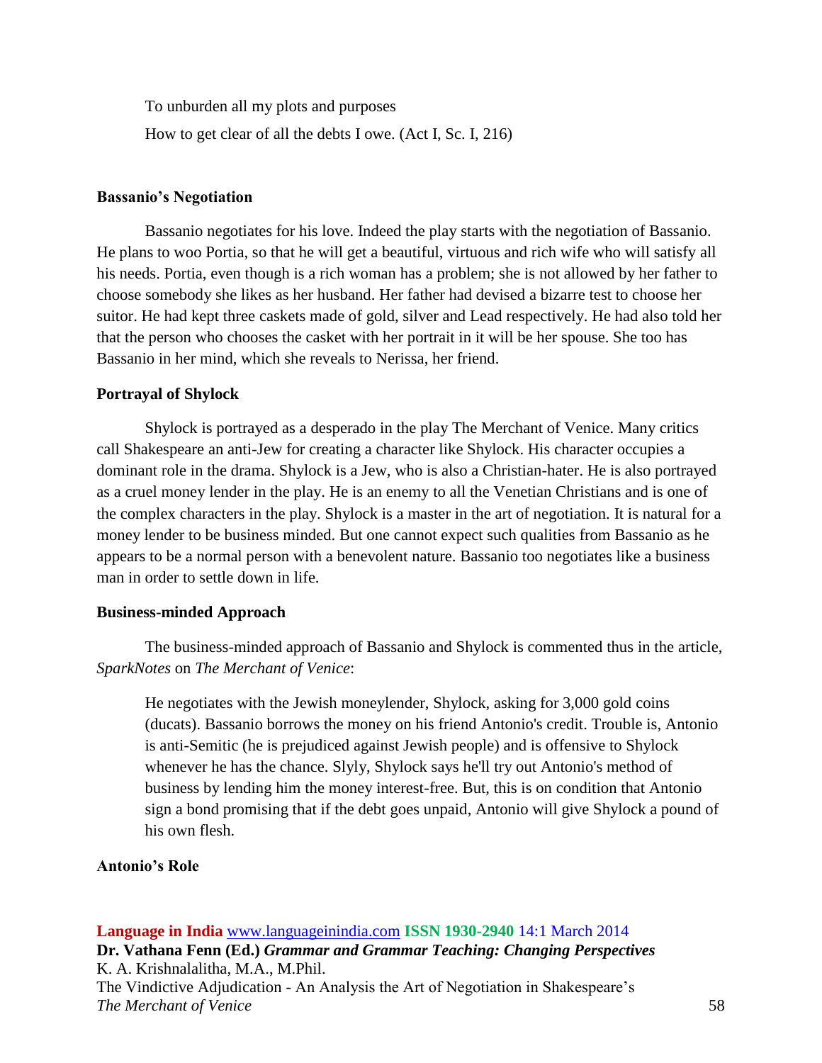To unburden all my plots and purposes

How to get clear of all the debts I owe. (Act I, Sc. I, 216)

**Bassanio's Negotiation**

Bassanio negotiates for his love. Indeed the play starts with the negotiation of Bassanio. He plans to woo Portia, so that he will get a beautiful, virtuous and rich wife who will satisfy all his needs. Portia, even though is a rich woman has a problem; she is not allowed by her father to choose somebody she likes as her husband. Her father had devised a bizarre test to choose her suitor. He had kept three caskets made of gold, silver and Lead respectively. He had also told her that the person who chooses the casket with her portrait in it will be her spouse. She too has Bassanio in her mind, which she reveals to Nerissa, her friend.

**Portrayal of Shylock**

Shylock is portrayed as a desperado in the play The Merchant of Venice. Many critics call Shakespeare an anti-Jew for creating a character like Shylock. His character occupies a dominant role in the drama. Shylock is a Jew, who is also a Christian-hater. He is also portrayed as a cruel money lender in the play. He is an enemy to all the Venetian Christians and is one of the complex characters in the play. Shylock is a master in the art of negotiation. It is natural for a money lender to be business minded. But one cannot expect such qualities from Bassanio as he appears to be a normal person with a benevolent nature. Bassanio too negotiates like a business man in order to settle down in life.

**Business-minded Approach**

The business-minded approach of Bassanio and Shylock is commented thus in the article, *SparkNotes* on *The Merchant of Venice*:

> He negotiates with the Jewish moneylender, Shylock, asking for 3,000 gold coins (ducats). Bassanio borrows the money on his friend Antonio's credit. Trouble is, Antonio is anti-Semitic (he is prejudiced against Jewish people) and is offensive to Shylock whenever he has the chance. Slyly, Shylock says he'll try out Antonio's method of business by lending him the money interest-free. But, this is on condition that Antonio sign a bond promising that if the debt goes unpaid, Antonio will give Shylock a pound of his own flesh.

**Antonio's Role**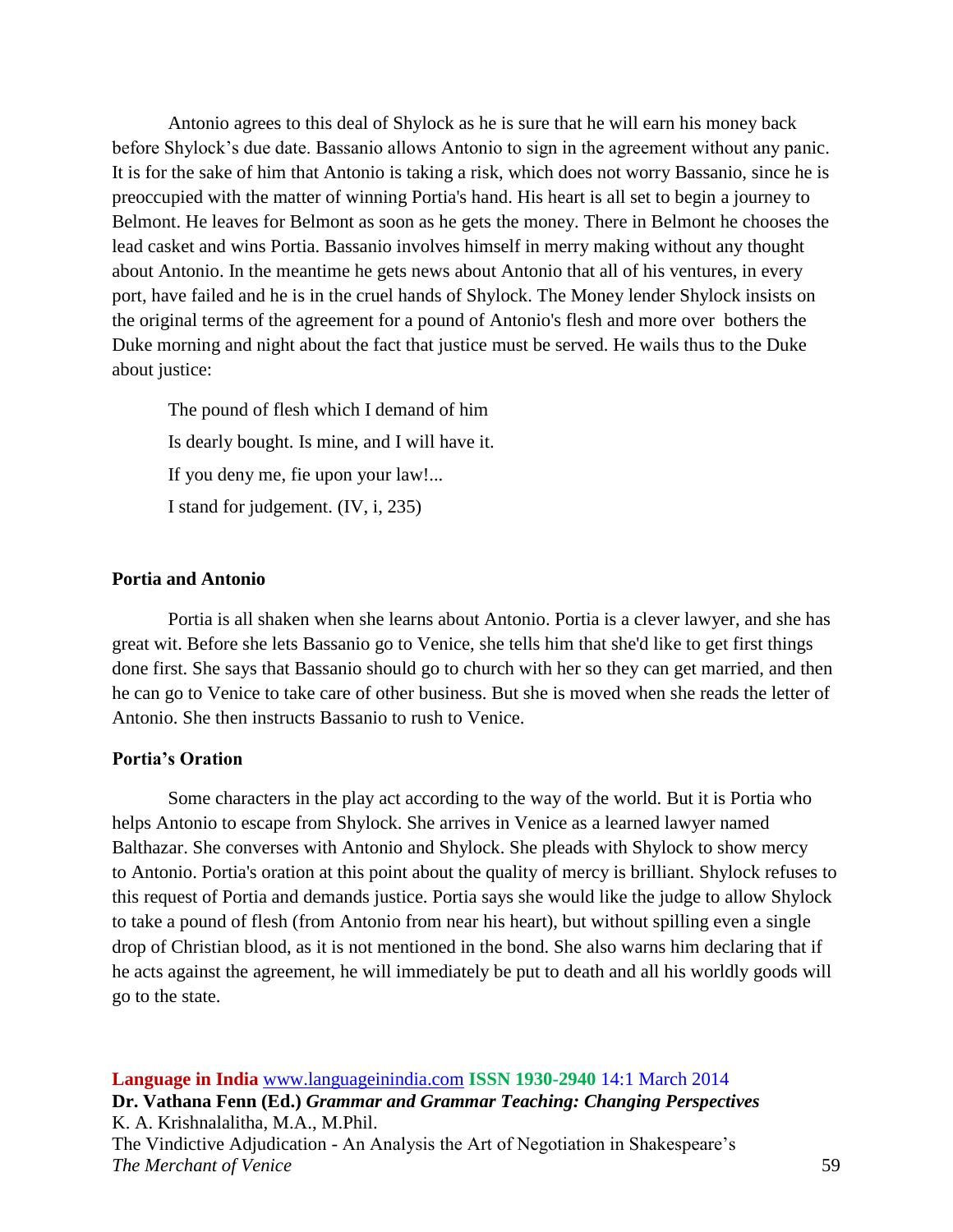Antonio agrees to this deal of Shylock as he is sure that he will earn his money back before Shylock's due date. Bassanio allows Antonio to sign in the agreement without any panic. It is for the sake of him that Antonio is taking a risk, which does not worry Bassanio, since he is preoccupied with the matter of winning Portia's hand. His heart is all set to begin a journey to Belmont. He leaves for Belmont as soon as he gets the money. There in Belmont he chooses the lead casket and wins Portia. Bassanio involves himself in merry making without any thought about Antonio. In the meantime he gets news about Antonio that all of his ventures, in every port, have failed and he is in the cruel hands of Shylock. The Money lender Shylock insists on the original terms of the agreement for a pound of Antonio's flesh and more over bothers the Duke morning and night about the fact that justice must be served. He wails thus to the Duke about justice:

> The pound of flesh which I demand of him
>
> Is dearly bought. Is mine, and I will have it.
>
> If you deny me, fie upon your law!...
>
> I stand for judgement. (IV, i, 235)

**Portia and Antonio**

Portia is all shaken when she learns about Antonio. Portia is a clever lawyer, and she has great wit. Before she lets Bassanio go to Venice, she tells him that she'd like to get first things done first. She says that Bassanio should go to church with her so they can get married, and then he can go to Venice to take care of other business. But she is moved when she reads the letter of Antonio. She then instructs Bassanio to rush to Venice.

**Portia's Oration**

Some characters in the play act according to the way of the world. But it is Portia who helps Antonio to escape from Shylock. She arrives in Venice as a learned lawyer named Balthazar. She converses with Antonio and Shylock. She pleads with Shylock to show mercy to Antonio. Portia's oration at this point about the quality of mercy is brilliant. Shylock refuses to this request of Portia and demands justice. Portia says she would like the judge to allow Shylock to take a pound of flesh (from Antonio from near his heart), but without spilling even a single drop of Christian blood, as it is not mentioned in the bond. She also warns him declaring that if he acts against the agreement, he will immediately be put to death and all his worldly goods will go to the state.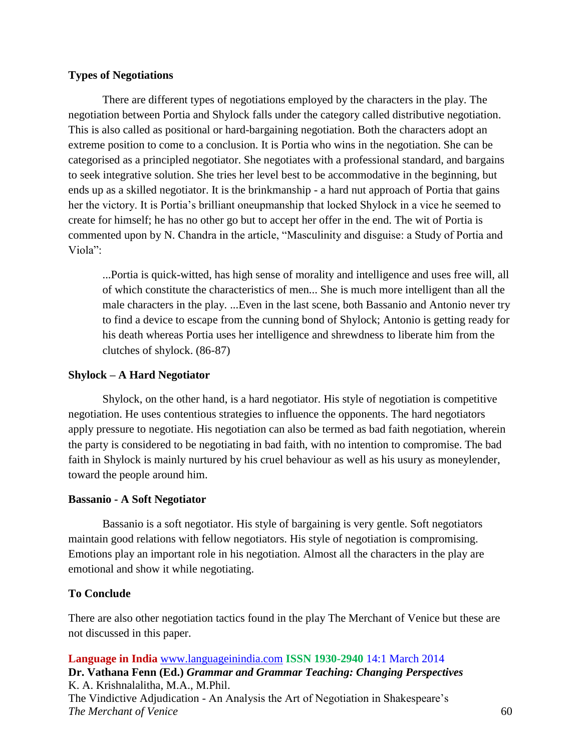## Types of Negotiations

There are different types of negotiations employed by the characters in the play. The negotiation between Portia and Shylock falls under the category called distributive negotiation. This is also called as positional or hard-bargaining negotiation. Both the characters adopt an extreme position to come to a conclusion. It is Portia who wins in the negotiation. She can be categorised as a principled negotiator. She negotiates with a professional standard, and bargains to seek integrative solution. She tries her level best to be accommodative in the beginning, but ends up as a skilled negotiator. It is the brinkmanship - a hard nut approach of Portia that gains her the victory. It is Portia's brilliant oneupmanship that locked Shylock in a vice he seemed to create for himself; he has no other go but to accept her offer in the end. The wit of Portia is commented upon by N. Chandra in the article, "Masculinity and disguise: a Study of Portia and Viola":

> ...Portia is quick-witted, has high sense of morality and intelligence and uses free will, all of which constitute the characteristics of men... She is much more intelligent than all the male characters in the play. ...Even in the last scene, both Bassanio and Antonio never try to find a device to escape from the cunning bond of Shylock; Antonio is getting ready for his death whereas Portia uses her intelligence and shrewdness to liberate him from the clutches of shylock. (86-87)

## Shylock – A Hard Negotiator

Shylock, on the other hand, is a hard negotiator. His style of negotiation is competitive negotiation. He uses contentious strategies to influence the opponents. The hard negotiators apply pressure to negotiate. His negotiation can also be termed as bad faith negotiation, wherein the party is considered to be negotiating in bad faith, with no intention to compromise. The bad faith in Shylock is mainly nurtured by his cruel behaviour as well as his usury as moneylender, toward the people around him.

## Bassanio - A Soft Negotiator

Bassanio is a soft negotiator. His style of bargaining is very gentle. Soft negotiators maintain good relations with fellow negotiators. His style of negotiation is compromising. Emotions play an important role in his negotiation. Almost all the characters in the play are emotional and show it while negotiating.

## To Conclude

There are also other negotiation tactics found in the play The Merchant of Venice but these are not discussed in this paper.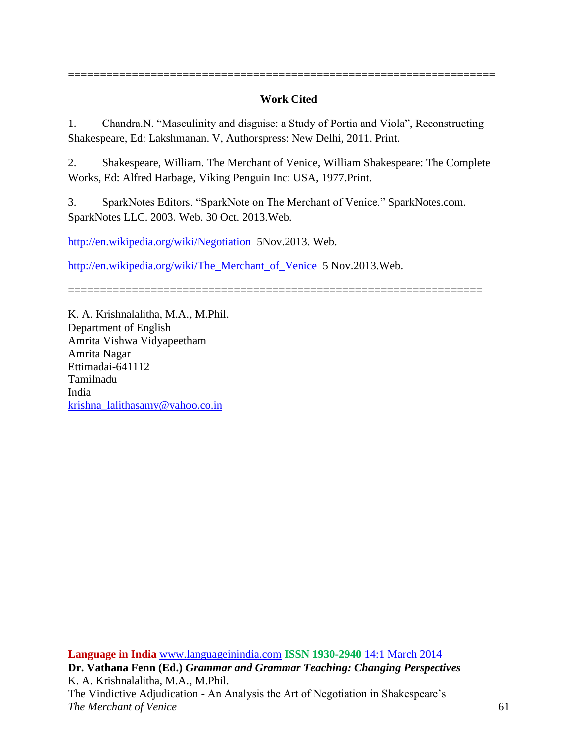================================================================

## Work Cited

1. Chandra.N. “Masculinity and disguise: a Study of Portia and Viola”, Reconstructing Shakespeare, Ed: Lakshmanan. V, Authorspress: New Delhi, 2011. Print.

2. Shakespeare, William. The Merchant of Venice, William Shakespeare: The Complete Works, Ed: Alfred Harbage, Viking Penguin Inc: USA, 1977.Print.

3. SparkNotes Editors. “SparkNote on The Merchant of Venice.” SparkNotes.com. SparkNotes LLC. 2003. Web. 30 Oct. 2013.Web.

http://en.wikipedia.org/wiki/Negotiation 5Nov.2013. Web.

http://en.wikipedia.org/wiki/The_Merchant_of_Venice 5 Nov.2013.Web.

================================================================

K. A. Krishnalalitha, M.A., M.Phil.
Department of English
Amrita Vishwa Vidyapeetham
Amrita Nagar
Ettimadai-641112
Tamilnadu
India
krishna_lalithasamy@yahoo.co.in